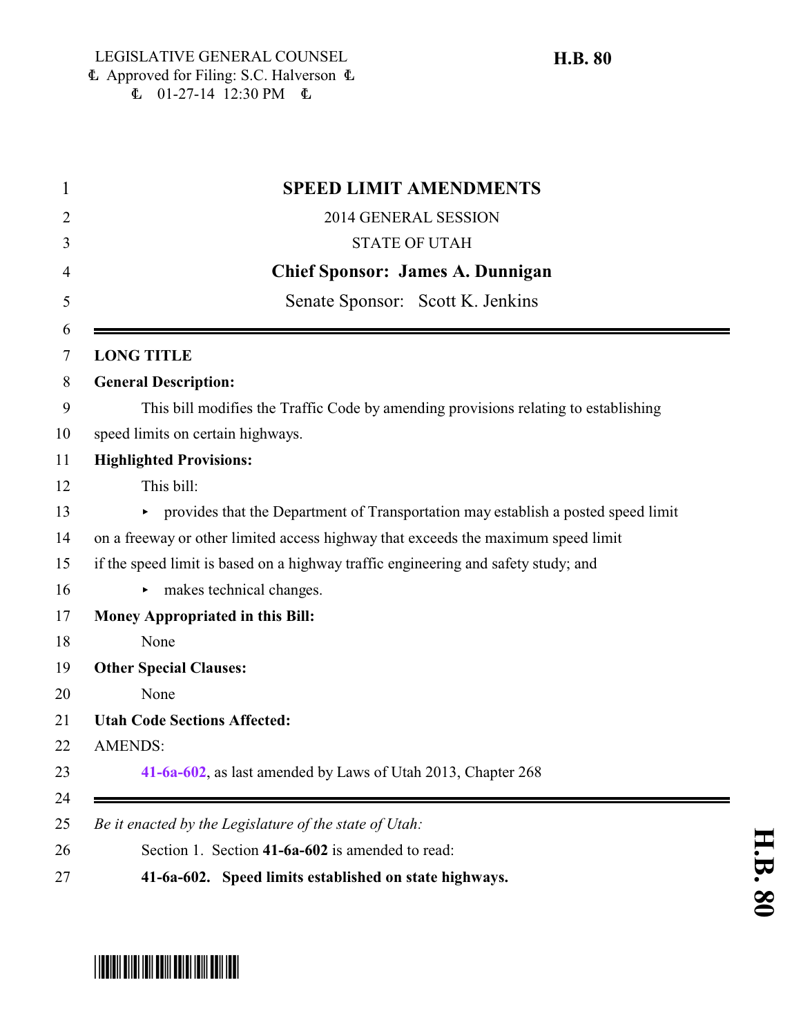LEGISLATIVE GENERAL COUNSEL
Approved for Filing: S.C. Halverson
01-27-14 12:30 PM

**H.B. 80**

# SPEED LIMIT AMENDMENTS

2014 GENERAL SESSION

STATE OF UTAH

**Chief Sponsor: James A. Dunnigan**

Senate Sponsor: Scott K. Jenkins

---

**LONG TITLE**

**General Description:**

This bill modifies the Traffic Code by amending provisions relating to establishing speed limits on certain highways.

**Highlighted Provisions:**

This bill:

- provides that the Department of Transportation may establish a posted speed limit on a freeway or other limited access highway that exceeds the maximum speed limit if the speed limit is based on a highway traffic engineering and safety study; and
- makes technical changes.

**Money Appropriated in this Bill:**

None

**Other Special Clauses:**

None

**Utah Code Sections Affected:**

AMENDS:

41-6a-602, as last amended by Laws of Utah 2013, Chapter 268

---

*Be it enacted by the Legislature of the state of Utah:*

Section 1. Section **41-6a-602** is amended to read:

**41-6a-602. Speed limits established on state highways.**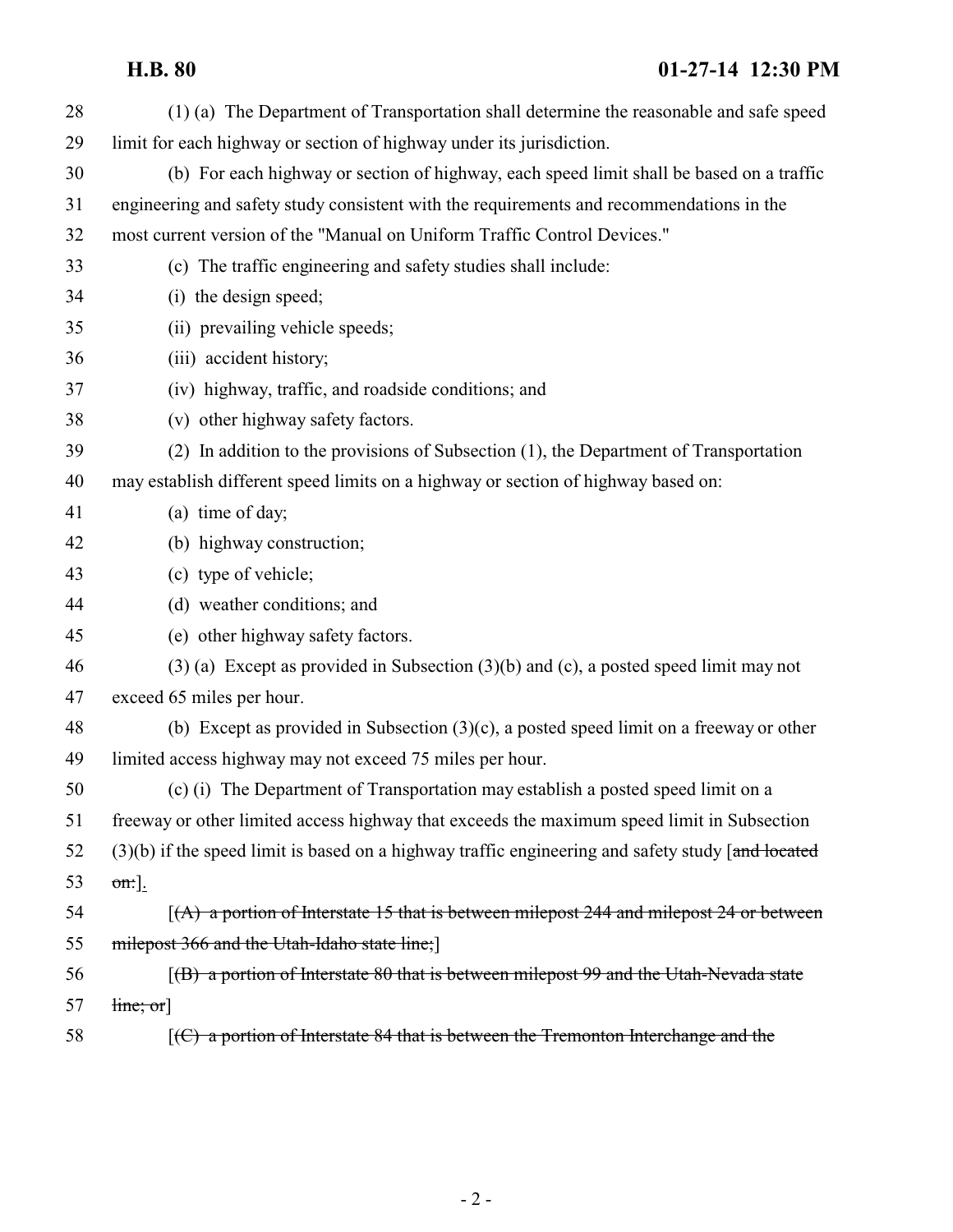(1) (a) The Department of Transportation shall determine the reasonable and safe speed limit for each highway or section of highway under its jurisdiction.

(b) For each highway or section of highway, each speed limit shall be based on a traffic engineering and safety study consistent with the requirements and recommendations in the most current version of the "Manual on Uniform Traffic Control Devices."

(c) The traffic engineering and safety studies shall include:

(i) the design speed;

(ii) prevailing vehicle speeds;

(iii) accident history;

(iv) highway, traffic, and roadside conditions; and

(v) other highway safety factors.

(2) In addition to the provisions of Subsection (1), the Department of Transportation may establish different speed limits on a highway or section of highway based on:

(a) time of day;

(b) highway construction;

(c) type of vehicle;

(d) weather conditions; and

(e) other highway safety factors.

(3) (a) Except as provided in Subsection (3)(b) and (c), a posted speed limit may not exceed 65 miles per hour.

(b) Except as provided in Subsection (3)(c), a posted speed limit on a freeway or other limited access highway may not exceed 75 miles per hour.

(c) (i) The Department of Transportation may establish a posted speed limit on a freeway or other limited access highway that exceeds the maximum speed limit in Subsection (3)(b) if the speed limit is based on a highway traffic engineering and safety study [~~and located on:~~].

[~~(A) a portion of Interstate 15 that is between milepost 244 and milepost 24 or between milepost 366 and the Utah-Idaho state line;~~]

[~~(B) a portion of Interstate 80 that is between milepost 99 and the Utah-Nevada state line; or~~]

[~~(C) a portion of Interstate 84 that is between the Tremonton Interchange and the~~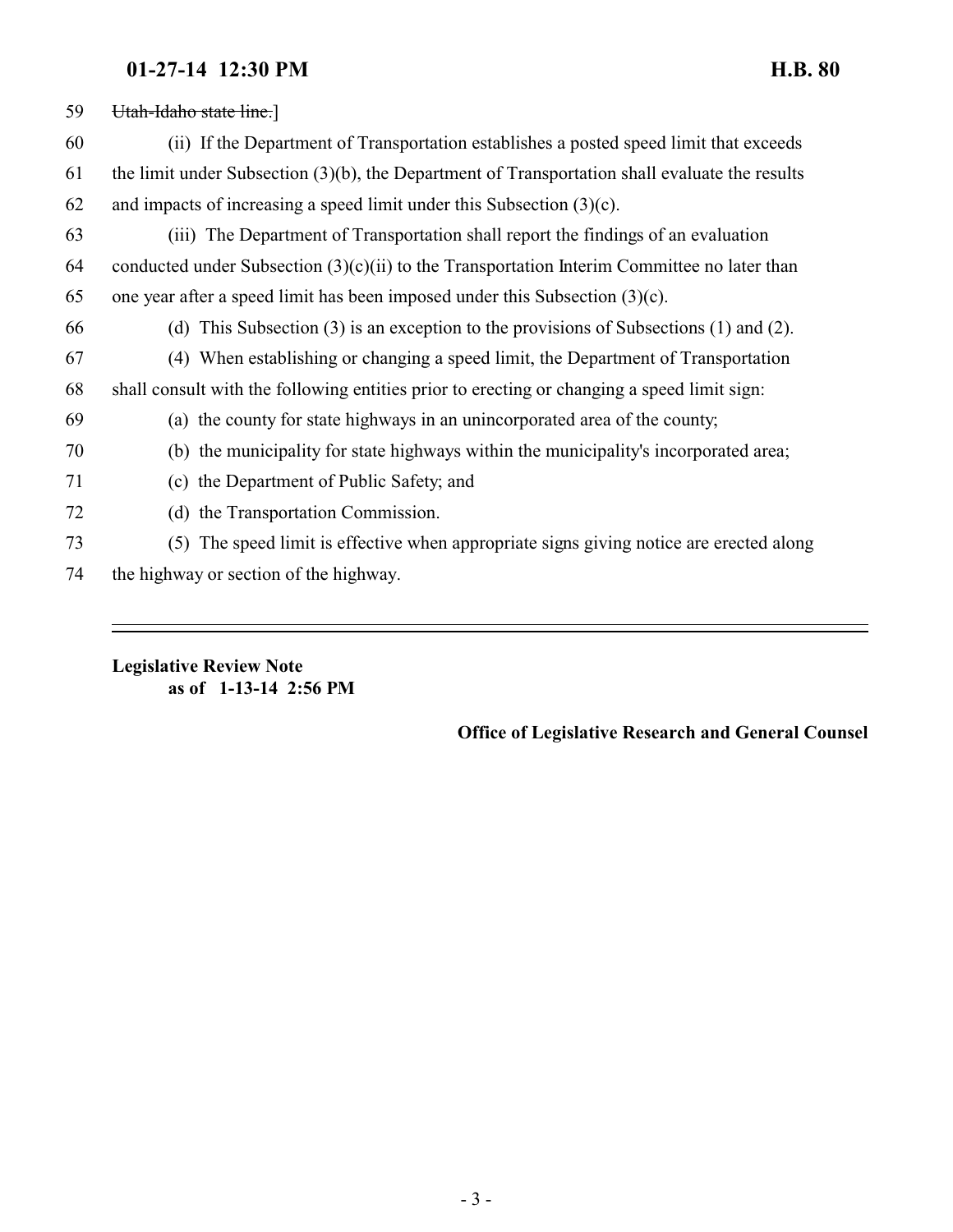59 ~~Utah-Idaho state line.~~]

60 (ii) If the Department of Transportation establishes a posted speed limit that exceeds

61 the limit under Subsection (3)(b), the Department of Transportation shall evaluate the results

62 and impacts of increasing a speed limit under this Subsection (3)(c).

63 (iii) The Department of Transportation shall report the findings of an evaluation

64 conducted under Subsection (3)(c)(ii) to the Transportation Interim Committee no later than

65 one year after a speed limit has been imposed under this Subsection (3)(c).

66 (d) This Subsection (3) is an exception to the provisions of Subsections (1) and (2).

67 (4) When establishing or changing a speed limit, the Department of Transportation

68 shall consult with the following entities prior to erecting or changing a speed limit sign:

69 (a) the county for state highways in an unincorporated area of the county;

70 (b) the municipality for state highways within the municipality's incorporated area;

71 (c) the Department of Public Safety; and

72 (d) the Transportation Commission.

73 (5) The speed limit is effective when appropriate signs giving notice are erected along

74 the highway or section of the highway.

---

**Legislative Review Note**
**as of 1-13-14 2:56 PM**

**Office of Legislative Research and General Counsel**